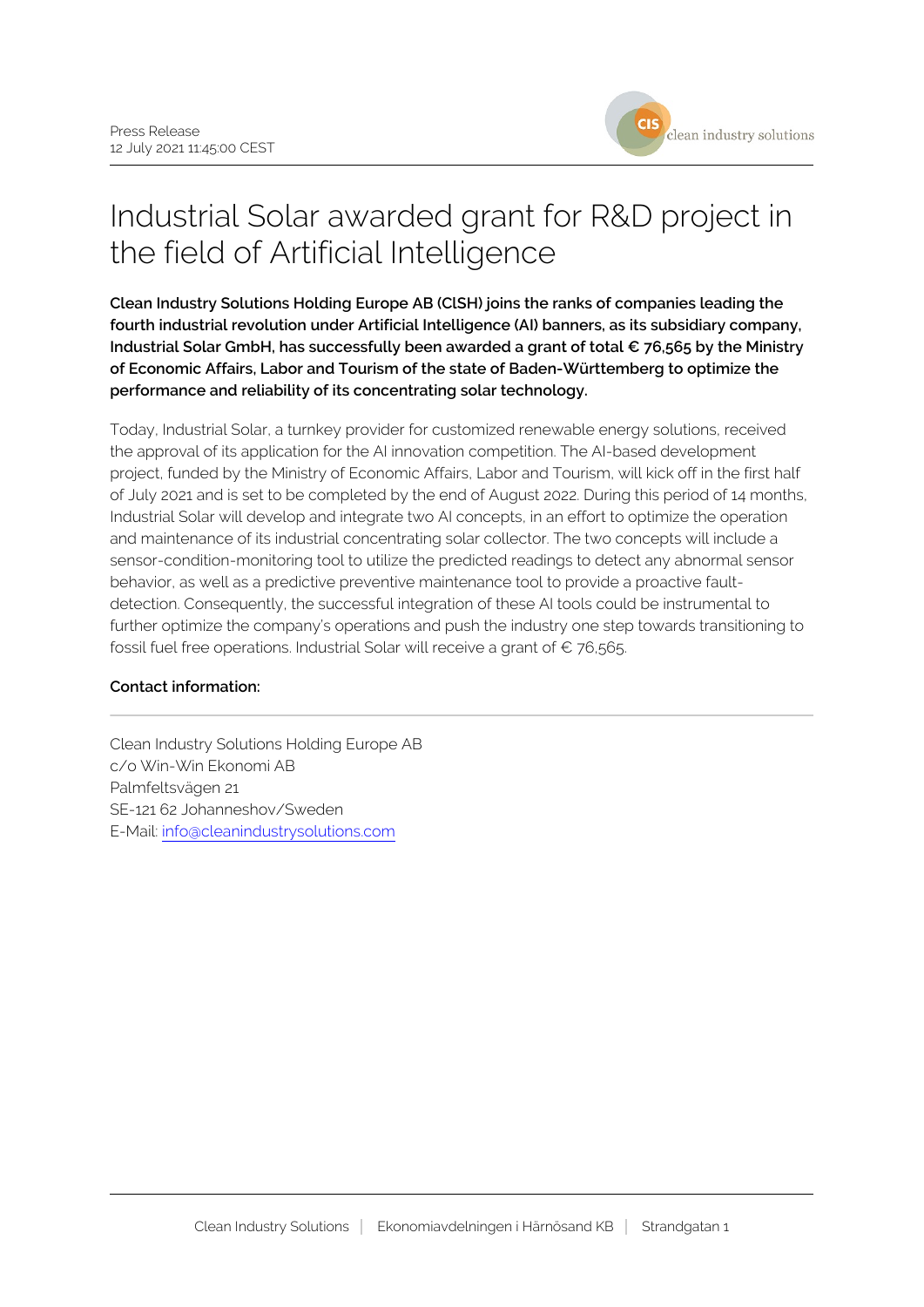Press Release
12 July 2021 11:45:00 CEST

# Industrial Solar awarded grant for R&D project in the field of Artificial Intelligence

**Clean Industry Solutions Holding Europe AB (CISH) joins the ranks of companies leading the fourth industrial revolution under Artificial Intelligence (AI) banners, as its subsidiary company, Industrial Solar GmbH, has successfully been awarded a grant of total € 76,565 by the Ministry of Economic Affairs, Labor and Tourism of the state of Baden-Württemberg to optimize the performance and reliability of its concentrating solar technology.**

Today, Industrial Solar, a turnkey provider for customized renewable energy solutions, received the approval of its application for the AI innovation competition. The AI-based development project, funded by the Ministry of Economic Affairs, Labor and Tourism, will kick off in the first half of July 2021 and is set to be completed by the end of August 2022. During this period of 14 months, Industrial Solar will develop and integrate two AI concepts, in an effort to optimize the operation and maintenance of its industrial concentrating solar collector. The two concepts will include a sensor-condition-monitoring tool to utilize the predicted readings to detect any abnormal sensor behavior, as well as a predictive preventive maintenance tool to provide a proactive fault-detection. Consequently, the successful integration of these AI tools could be instrumental to further optimize the company's operations and push the industry one step towards transitioning to fossil fuel free operations. Industrial Solar will receive a grant of € 76,565.

**Contact information:**

---

Clean Industry Solutions Holding Europe AB
c/o Win-Win Ekonomi AB
Palmfeltsvägen 21
SE-121 62 Johanneshov/Sweden
E-Mail: info@cleanindustrysolutions.com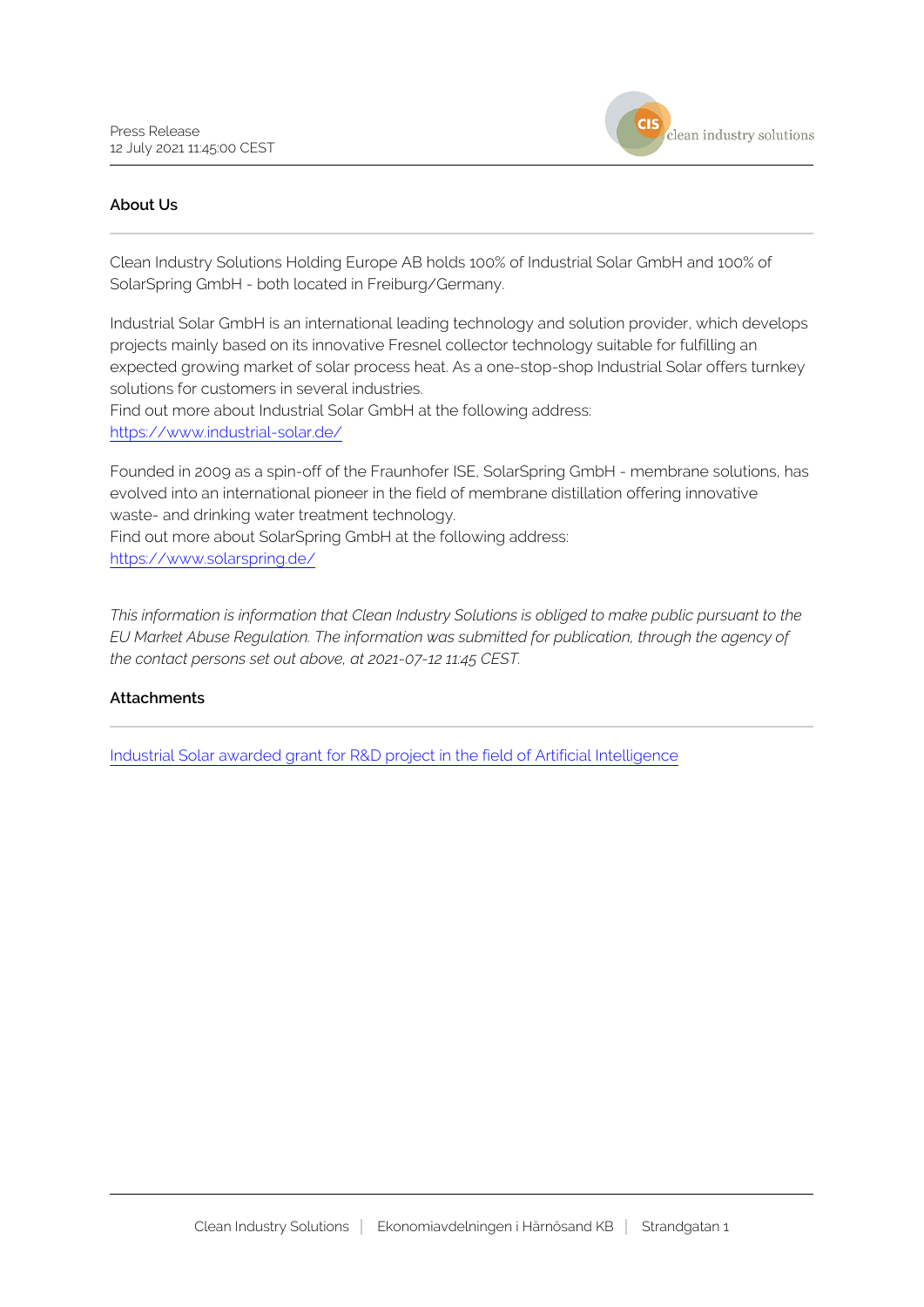## About Us

Clean Industry Solutions Holding Europe AB holds 100% of Industrial Solar GmbH and 100% of SolarSpring GmbH - both located in Freiburg/Germany.

Industrial Solar GmbH is an international leading technology and solution provider, which develops projects mainly based on its innovative Fresnel collector technology suitable for fulfilling an expected growing market of solar process heat. As a one-stop-shop Industrial Solar offers turnkey solutions for customers in several industries.
Find out more about Industrial Solar GmbH at the following address:
https://www.industrial-solar.de/

Founded in 2009 as a spin-off of the Fraunhofer ISE, SolarSpring GmbH - membrane solutions, has evolved into an international pioneer in the field of membrane distillation offering innovative waste- and drinking water treatment technology.
Find out more about SolarSpring GmbH at the following address:
https://www.solarspring.de/

*This information is information that Clean Industry Solutions is obliged to make public pursuant to the EU Market Abuse Regulation. The information was submitted for publication, through the agency of the contact persons set out above, at 2021-07-12 11:45 CEST.*

## Attachments

Industrial Solar awarded grant for R&D project in the field of Artificial Intelligence